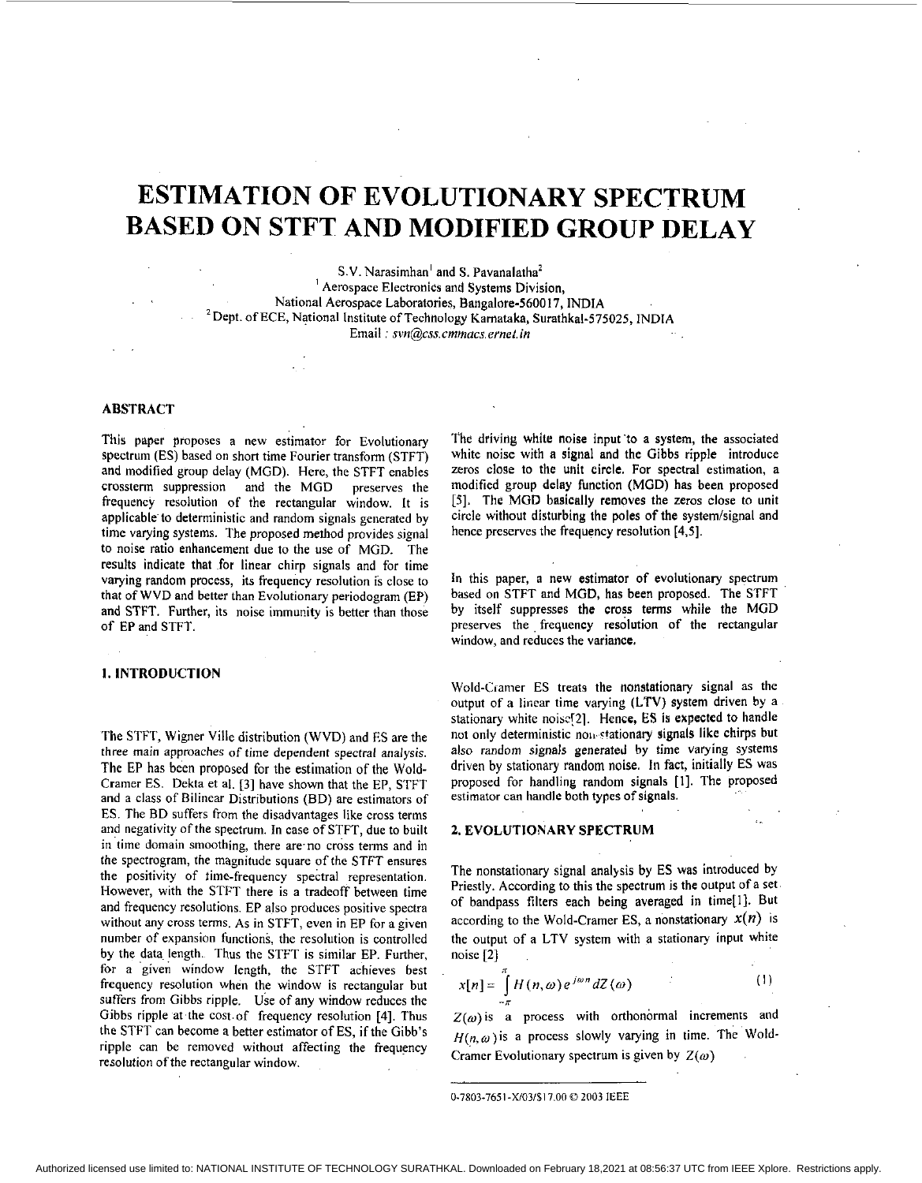# ESTIMATION OF EVOLUTIONARY SPECTRUM BASED ON STFT AND MODIFIED GROUP DELAY

S.V. Narasimhan[1] and S. Pavanalatha[2]

[1] Aerospace Electronics and Systems Division, National Aerospace Laboratories, Bangalore-560017, INDIA

[2] Dept. of ECE, National Institute of Technology Karnataka, Surathkal-575025, INDIA

Email : *svn@css.cmmacs.ernet.in*

## ABSTRACT

This paper proposes a new estimator for Evolutionary spectrum (ES) based on short time Fourier transform (STFT) and modified group delay (MGD). Here, the STFT enables crossterm suppression and the MGD preserves the frequency resolution of the rectangular window. It is applicable to deterministic and random signals generated by time varying systems. The proposed method provides signal to noise ratio enhancement due to the use of MGD. The results indicate that for linear chirp signals and for time varying random process, its frequency resolution is close to that of WVD and better than Evolutionary periodogram (EP) and STFT. Further, its noise immunity is better than those of EP and STFT.

## 1. INTRODUCTION

The STFT, Wigner Ville distribution (WVD) and ES are the three main approaches of time dependent spectral analysis. The EP has been proposed for the estimation of the Wold-Cramer ES. Dekta et al. [3] have shown that the EP, STFT and a class of Bilinear Distributions (BD) are estimators of ES. The BD suffers from the disadvantages like cross terms and negativity of the spectrum. In case of STFT, due to built in time domain smoothing, there are no cross terms and in the spectrogram, the magnitude square of the STFT ensures the positivity of time-frequency spectral representation. However, with the STFT there is a tradeoff between time and frequency resolutions. EP also produces positive spectra without any cross terms. As in STFT, even in EP for a given number of expansion functions, the resolution is controlled by the data length. Thus the STFT is similar EP. Further, for a given window length, the STFT achieves best frequency resolution when the window is rectangular but suffers from Gibbs ripple. Use of any window reduces the Gibbs ripple at the cost of frequency resolution [4]. Thus the STFT can become a better estimator of ES, if the Gibb's ripple can be removed without affecting the frequency resolution of the rectangular window.

The driving white noise input to a system, the associated white noise with a signal and the Gibbs ripple introduce zeros close to the unit circle. For spectral estimation, a modified group delay function (MGD) has been proposed [5]. The MGD basically removes the zeros close to unit circle without disturbing the poles of the system/signal and hence preserves the frequency resolution [4,5].

In this paper, a new estimator of evolutionary spectrum based on STFT and MGD, has been proposed. The STFT by itself suppresses the cross terms while the MGD preserves the frequency resolution of the rectangular window, and reduces the variance.

Wold-Cramer ES treats the nonstationary signal as the output of a linear time varying (LTV) system driven by a stationary white noise[2]. Hence, ES is expected to handle not only deterministic non-stationary signals like chirps but also random signals generated by time varying systems driven by stationary random noise. In fact, initially ES was proposed for handling random signals [1]. The proposed estimator can handle both types of signals.

## 2. EVOLUTIONARY SPECTRUM

The nonstationary signal analysis by ES was introduced by Priestly. According to this the spectrum is the output of a set of bandpass filters each being averaged in time[1]. But according to the Wold-Cramer ES, a nonstationary $x(n)$ is the output of a LTV system with a stationary input white noise [2]

$$x[n] = \int_{-\pi}^{\pi} H(n,\omega)\, e^{j\omega n}\, dZ(\omega) \tag{1}$$

$Z(\omega)$ is a process with orthonormal increments and $H(n,\omega)$ is a process slowly varying in time. The Wold-Cramer Evolutionary spectrum is given by $Z(\omega)$

0-7803-7651-X/03/$17.00 © 2003 IEEE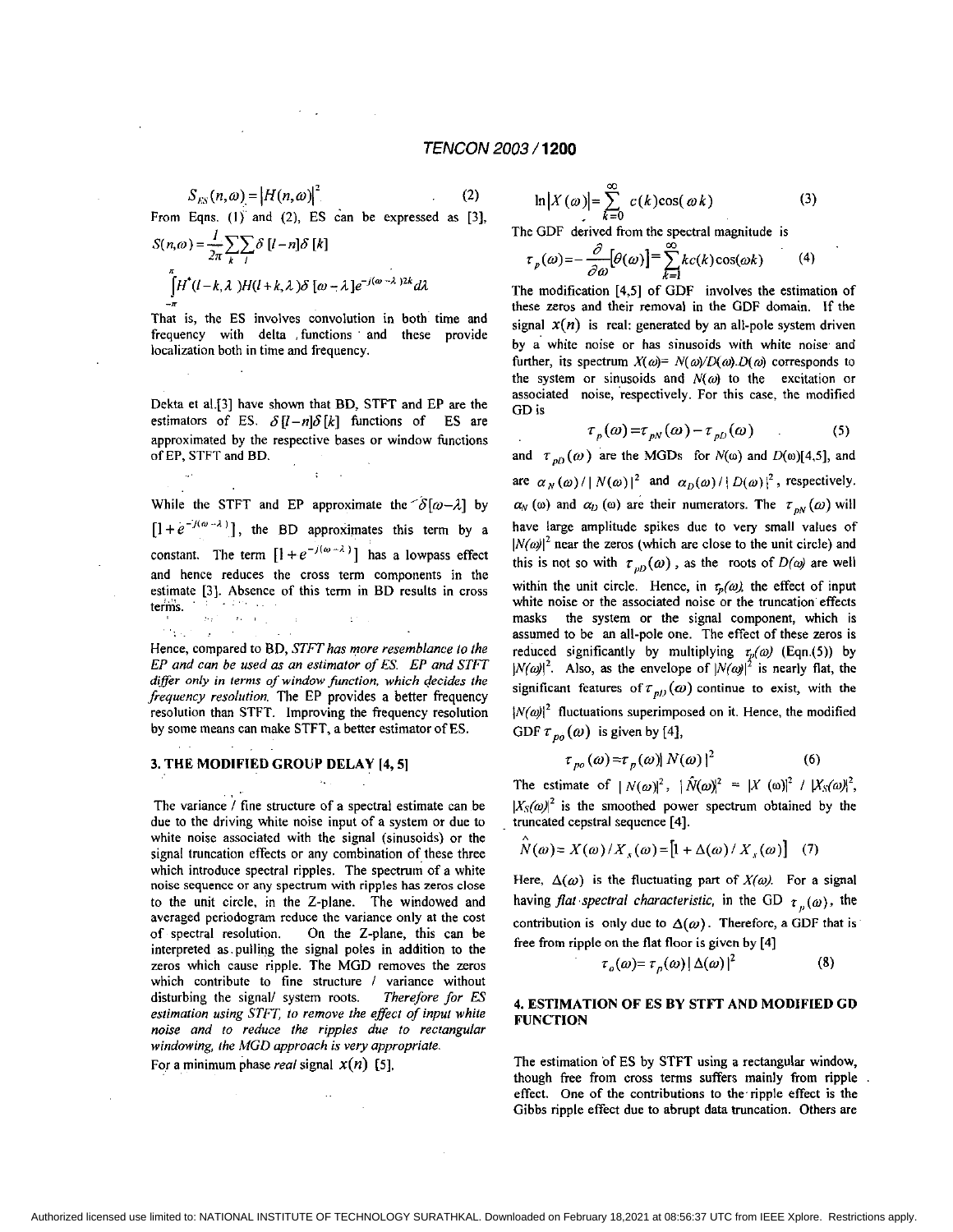$$S_{ES}(n,\omega) = |H(n,\omega)|^2 \qquad (2)$$

From Eqns. (1) and (2), ES can be expressed as [3],

$$S(n,\omega) = \frac{1}{2\pi}\sum_k\sum_l \delta[l-n]\delta[k]$$

$$\int_{-\pi}^{\pi} H^*(l-k,\lambda)H(l+k,\lambda)\delta[\omega-\lambda]e^{-j(\omega-\lambda)2k}d\lambda$$

That is, the ES involves convolution in both time and frequency with delta functions and these provide localization both in time and frequency.

Dekta et al.[3] have shown that BD, STFT and EP are the estimators of ES. $\delta[l-n]\delta[k]$ functions of ES are approximated by the respective bases or window functions of EP, STFT and BD.

While the STFT and EP approximate the $\delta[\omega-\lambda]$ by $[1+e^{-j(\omega-\lambda)}]$, the BD approximates this term by a constant. The term $[1+e^{-j(\omega-\lambda)}]$ has a lowpass effect and hence reduces the cross term components in the estimate [3]. Absence of this term in BD results in cross terms.

Hence, compared to BD, *STFT has more resemblance to the EP and can be used as an estimator of ES. EP and STFT differ only in terms of window function, which decides the frequency resolution.* The EP provides a better frequency resolution than STFT. Improving the frequency resolution by some means can make STFT, a better estimator of ES.

## 3. THE MODIFIED GROUP DELAY [4, 5]

The variance / fine structure of a spectral estimate can be due to the driving white noise input of a system or due to white noise associated with the signal (sinusoids) or the signal truncation effects or any combination of these three which introduce spectral ripples. The spectrum of a white noise sequence or any spectrum with ripples has zeros close to the unit circle, in the Z-plane. The windowed and averaged periodogram reduce the variance only at the cost of spectral resolution. On the Z-plane, this can be interpreted as pulling the signal poles in addition to the zeros which cause ripple. The MGD removes the zeros which contribute to fine structure / variance without disturbing the signal/ system roots. *Therefore for ES estimation using STFT, to remove the effect of input white noise and to reduce the ripples due to rectangular windowing, the MGD approach is very appropriate.*

For a minimum phase *real* signal $x(n)$ [5],

$$\ln|X(\omega)| = \sum_{k=0}^{\infty} c(k)\cos(\omega k) \qquad (3)$$

The GDF derived from the spectral magnitude is

$$\tau_p(\omega) = -\frac{\partial}{\partial\omega}[\theta(\omega)] = \sum_{k=1}^{\infty} kc(k)\cos(\omega k) \qquad (4)$$

The modification [4,5] of GDF involves the estimation of these zeros and their removal in the GDF domain. If the signal $x(n)$ is real: generated by an all-pole system driven by a white noise or has sinusoids with white noise and further, its spectrum $X(\omega) = N(\omega)/D(\omega).D(\omega)$ corresponds to the system or sinusoids and $N(\omega)$ to the excitation or associated noise, respectively. For this case, the modified GD is

$$\tau_p(\omega) = \tau_{pN}(\omega) - \tau_{pD}(\omega) \qquad (5)$$

and $\tau_{pD}(\omega)$ are the MGDs for $N(\omega)$ and $D(\omega)$[4,5], and are $\alpha_N(\omega)/|N(\omega)|^2$ and $\alpha_D(\omega)/|D(\omega)|^2$, respectively. $\alpha_N(\omega)$ and $\alpha_D(\omega)$ are their numerators. The $\tau_{pN}(\omega)$ will have large amplitude spikes due to very small values of $|N(\omega)|^2$ near the zeros (which are close to the unit circle) and this is not so with $\tau_{pD}(\omega)$, as the roots of $D(\omega)$ are well within the unit circle. Hence, in $\tau_p(\omega)$, the effect of input white noise or the associated noise or the truncation effects masks the system or the signal component, which is assumed to be an all-pole one. The effect of these zeros is reduced significantly by multiplying $\tau_p(\omega)$ (Eqn.(5)) by $|N(\omega)|^2$. Also, as the envelope of $|N(\omega)|^2$ is nearly flat, the significant features of $\tau_{pD}(\omega)$ continue to exist, with the $|N(\omega)|^2$ fluctuations superimposed on it. Hence, the modified GDF $\tau_{po}(\omega)$ is given by [4],

$$\tau_{po}(\omega) = \tau_p(\omega)|N(\omega)|^2 \qquad (6)$$

The estimate of $|N(\omega)|^2$, $|\hat{N}(\omega)|^2 = |X(\omega)|^2 / |X_S(\omega)|^2$, $|X_S(\omega)|^2$ is the smoothed power spectrum obtained by the truncated cepstral sequence [4].

$$\hat{N}(\omega) = X(\omega)/X_s(\omega) = [1 + \Delta(\omega)/X_s(\omega)] \qquad (7)$$

Here, $\Delta(\omega)$ is the fluctuating part of $X(\omega)$. For a signal having *flat spectral characteristic*, in the GD $\tau_p(\omega)$, the contribution is only due to $\Delta(\omega)$. Therefore, a GDF that is free from ripple on the flat floor is given by [4]

$$\tau_o(\omega) = \tau_p(\omega)|\Delta(\omega)|^2 \qquad (8)$$

## 4. ESTIMATION OF ES BY STFT AND MODIFIED GD FUNCTION

The estimation of ES by STFT using a rectangular window, though free from cross terms suffers mainly from ripple effect. One of the contributions to the ripple effect is the Gibbs ripple effect due to abrupt data truncation. Others are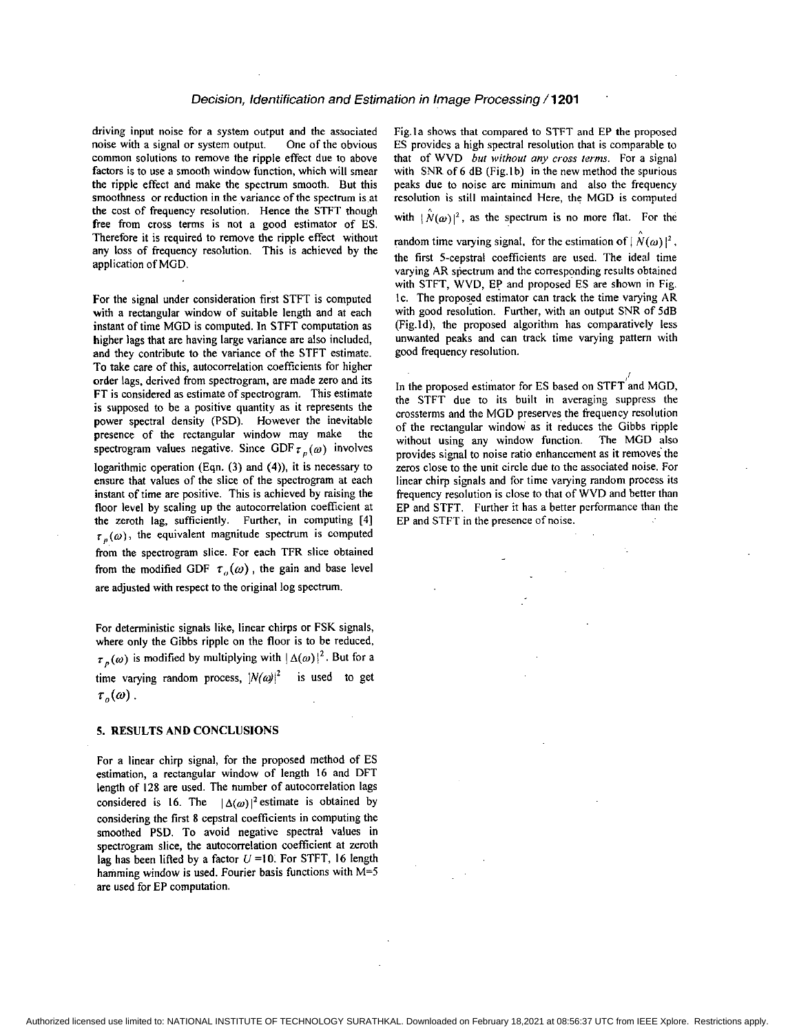driving input noise for a system output and the associated noise with a signal or system output. One of the obvious common solutions to remove the ripple effect due to above factors is to use a smooth window function, which will smear the ripple effect and make the spectrum smooth. But this smoothness or reduction in the variance of the spectrum is at the cost of frequency resolution. Hence the STFT though free from cross terms is not a good estimator of ES. Therefore it is required to remove the ripple effect without any loss of frequency resolution. This is achieved by the application of MGD.

For the signal under consideration first STFT is computed with a rectangular window of suitable length and at each instant of time MGD is computed. In STFT computation as higher lags that are having large variance are also included, and they contribute to the variance of the STFT estimate. To take care of this, autocorrelation coefficients for higher order lags, derived from spectrogram, are made zero and its FT is considered as estimate of spectrogram. This estimate is supposed to be a positive quantity as it represents the power spectral density (PSD). However the inevitable presence of the rectangular window may make the spectrogram values negative. Since GDF $\tau_p(\omega)$ involves logarithmic operation (Eqn. (3) and (4)), it is necessary to ensure that values of the slice of the spectrogram at each instant of time are positive. This is achieved by raising the floor level by scaling up the autocorrelation coefficient at the zeroth lag, sufficiently. Further, in computing [4] $\tau_p(\omega)$, the equivalent magnitude spectrum is computed from the spectrogram slice. For each TFR slice obtained from the modified GDF $\tau_o(\omega)$, the gain and base level are adjusted with respect to the original log spectrum.

For deterministic signals like, linear chirps or FSK signals, where only the Gibbs ripple on the floor is to be reduced, $\tau_p(\omega)$ is modified by multiplying with $|\Delta(\omega)|^2$. But for a time varying random process, $|N(\omega)|^2$ is used to get $\tau_o(\omega)$.

## 5. RESULTS AND CONCLUSIONS

For a linear chirp signal, for the proposed method of ES estimation, a rectangular window of length 16 and DFT length of 128 are used. The number of autocorrelation lags considered is 16. The $|\Delta(\omega)|^2$ estimate is obtained by considering the first 8 cepstral coefficients in computing the smoothed PSD. To avoid negative spectral values in spectrogram slice, the autocorrelation coefficient at zeroth lag has been lifted by a factor $U$ =10. For STFT, 16 length hamming window is used. Fourier basis functions with M=5 are used for EP computation.

Fig.1a shows that compared to STFT and EP the proposed ES provides a high spectral resolution that is comparable to that of WVD *but without any cross terms*. For a signal with SNR of 6 dB (Fig.1b) in the new method the spurious peaks due to noise are minimum and also the frequency resolution is still maintained Here, the MGD is computed with $|\hat{N}(\omega)|^2$, as the spectrum is no more flat. For the random time varying signal, for the estimation of $|\hat{N}(\omega)|^2$, the first 5-cepstral coefficients are used. The ideal time varying AR spectrum and the corresponding results obtained with STFT, WVD, EP and proposed ES are shown in Fig. 1c. The proposed estimator can track the time varying AR with good resolution. Further, with an output SNR of 5dB (Fig.1d), the proposed algorithm has comparatively less unwanted peaks and can track time varying pattern with good frequency resolution.

In the proposed estimator for ES based on STFT and MGD, the STFT due to its built in averaging suppress the crossterms and the MGD preserves the frequency resolution of the rectangular window as it reduces the Gibbs ripple without using any window function. The MGD also provides signal to noise ratio enhancement as it removes the zeros close to the unit circle due to the associated noise. For linear chirp signals and for time varying random process its frequency resolution is close to that of WVD and better than EP and STFT. Further it has a better performance than the EP and STFT in the presence of noise.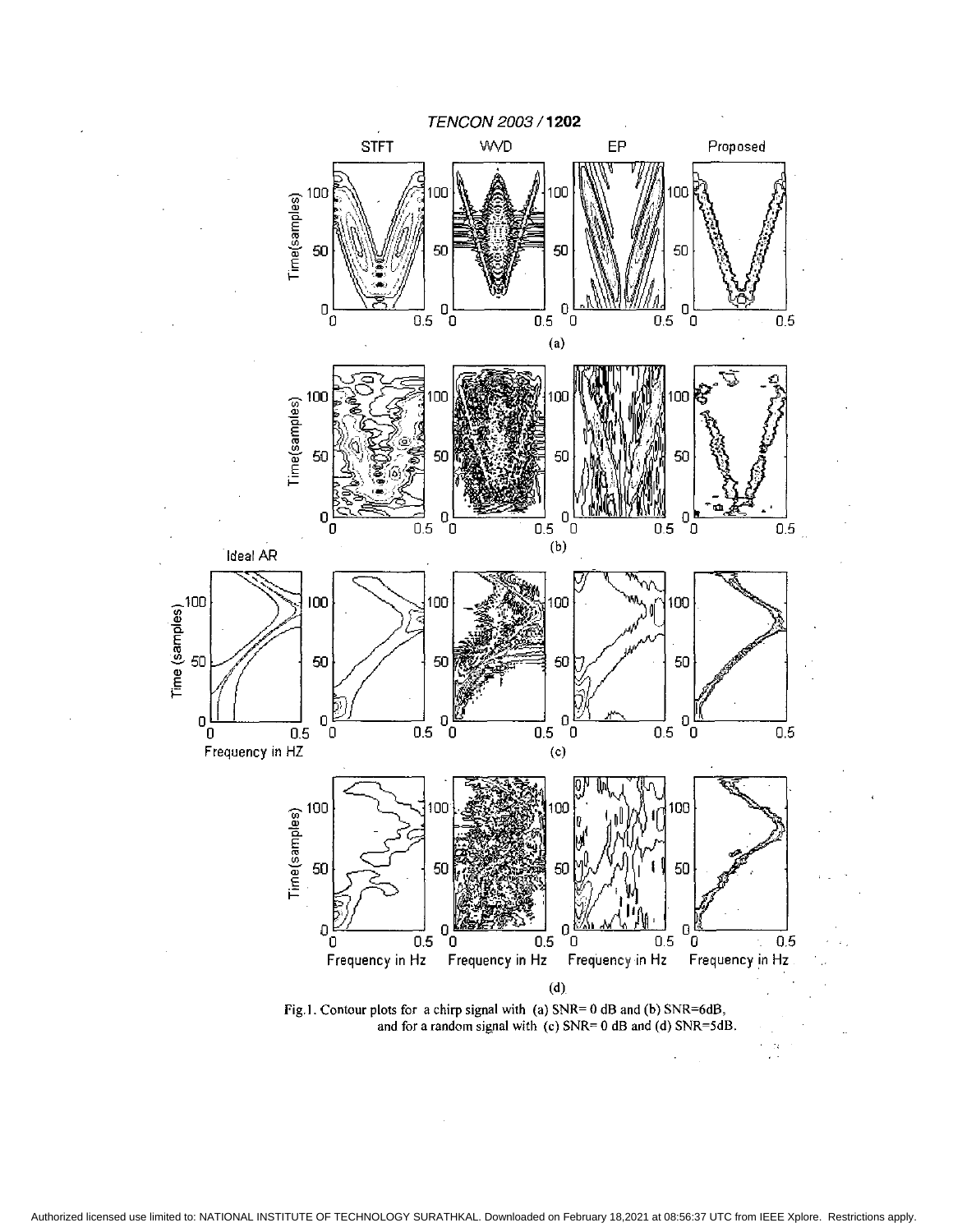Fig.1. Contour plots for a chirp signal with (a) SNR= 0 dB and (b) SNR=6dB, and for a random signal with (c) SNR= 0 dB and (d) SNR=5dB.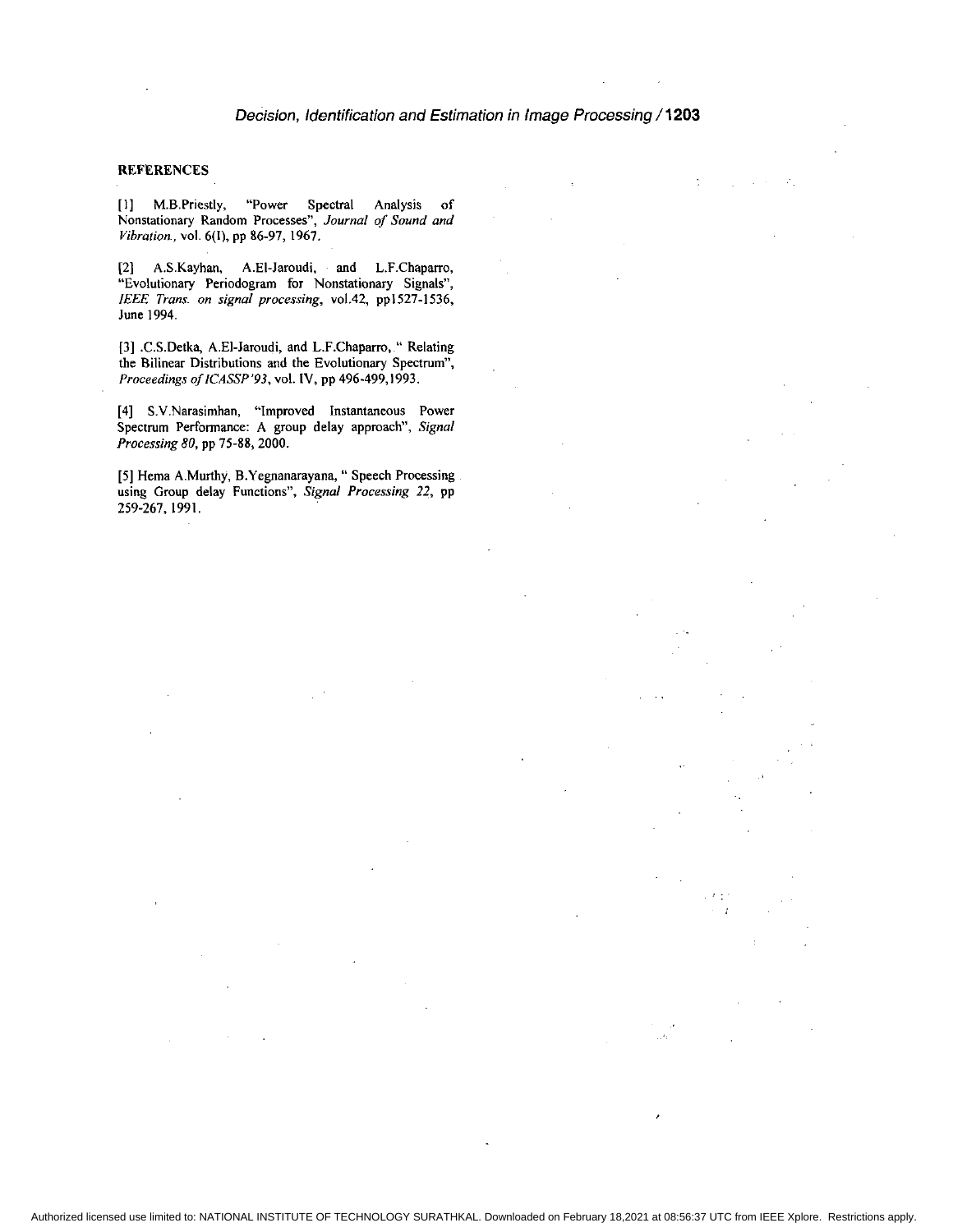**REFERENCES**

[1] M.B.Priestly, "Power Spectral Analysis of Nonstationary Random Processes", *Journal of Sound and Vibration.*, vol. 6(I), pp 86-97, 1967.

[2] A.S.Kayhan, A.El-Jaroudi, and L.F.Chaparro, "Evolutionary Periodogram for Nonstationary Signals", *IEEE Trans. on signal processing*, vol.42, pp1527-1536, June 1994.

[3] .C.S.Detka, A.El-Jaroudi, and L.F.Chaparro, " Relating the Bilinear Distributions and the Evolutionary Spectrum", *Proceedings of ICASSP'93*, vol. IV, pp 496-499,1993.

[4] S.V.Narasimhan, "Improved Instantaneous Power Spectrum Performance: A group delay approach", *Signal Processing 80*, pp 75-88, 2000.

[5] Hema A.Murthy, B.Yegnanarayana, " Speech Processing using Group delay Functions", *Signal Processing 22*, pp 259-267, 1991.